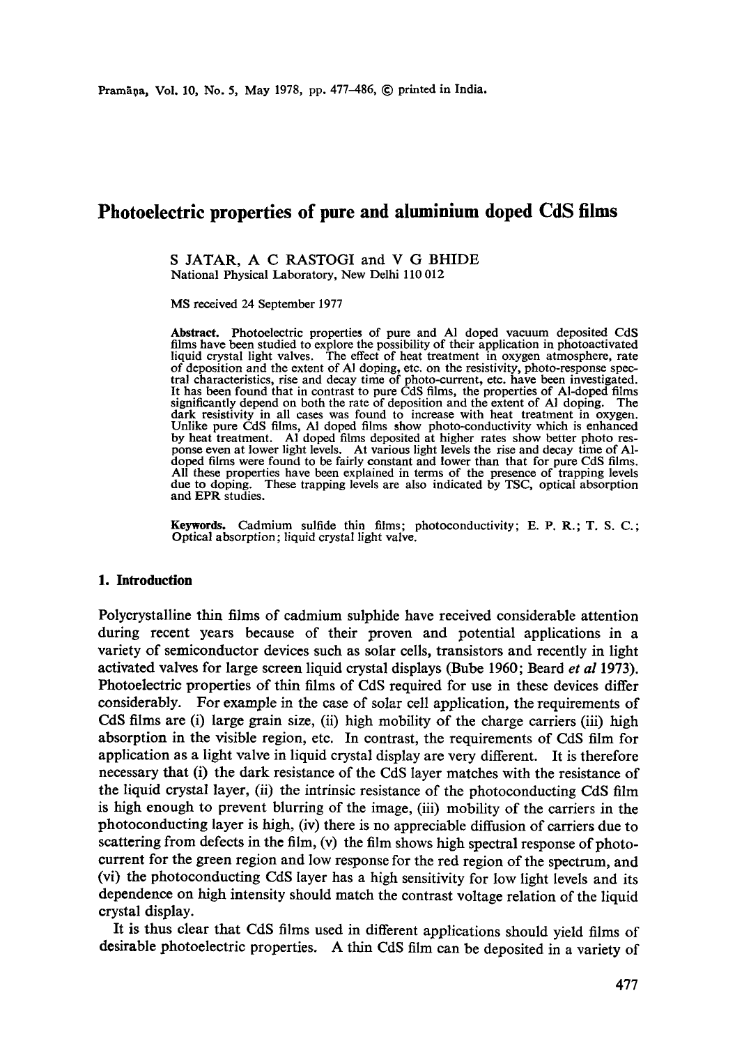# Photoelectric properties of pure and aluminium doped CdS films

S JATAR, A C RASTOGI and V G BHIDE
National Physical Laboratory, New Delhi 110 012

MS received 24 September 1977

**Abstract.** Photoelectric properties of pure and Al doped vacuum deposited CdS films have been studied to explore the possibility of their application in photoactivated liquid crystal light valves. The effect of heat treatment in oxygen atmosphere, rate of deposition and the extent of Al doping, etc. on the resistivity, photo-response spectral characteristics, rise and decay time of photo-current, etc. have been investigated. It has been found that in contrast to pure CdS films, the properties of Al-doped films significantly depend on both the rate of deposition and the extent of Al doping. The dark resistivity in all cases was found to increase with heat treatment in oxygen. Unlike pure CdS films, Al doped films show photo-conductivity which is enhanced by heat treatment. Al doped films deposited at higher rates show better photo response even at lower light levels. At various light levels the rise and decay time of Al-doped films were found to be fairly constant and lower than that for pure CdS films. All these properties have been explained in terms of the presence of trapping levels due to doping. These trapping levels are also indicated by TSC, optical absorption and EPR studies.

**Keywords.** Cadmium sulfide thin films; photoconductivity; E. P. R.; T. S. C.; Optical absorption; liquid crystal light valve.

## 1. Introduction

Polycrystalline thin films of cadmium sulphide have received considerable attention during recent years because of their proven and potential applications in a variety of semiconductor devices such as solar cells, transistors and recently in light activated valves for large screen liquid crystal displays (Bube 1960; Beard *et al* 1973). Photoelectric properties of thin films of CdS required for use in these devices differ considerably. For example in the case of solar cell application, the requirements of CdS films are (i) large grain size, (ii) high mobility of the charge carriers (iii) high absorption in the visible region, etc. In contrast, the requirements of CdS film for application as a light valve in liquid crystal display are very different. It is therefore necessary that (i) the dark resistance of the CdS layer matches with the resistance of the liquid crystal layer, (ii) the intrinsic resistance of the photoconducting CdS film is high enough to prevent blurring of the image, (iii) mobility of the carriers in the photoconducting layer is high, (iv) there is no appreciable diffusion of carriers due to scattering from defects in the film, (v) the film shows high spectral response of photo-current for the green region and low response for the red region of the spectrum, and (vi) the photoconducting CdS layer has a high sensitivity for low light levels and its dependence on high intensity should match the contrast voltage relation of the liquid crystal display.

It is thus clear that CdS films used in different applications should yield films of desirable photoelectric properties. A thin CdS film can be deposited in a variety of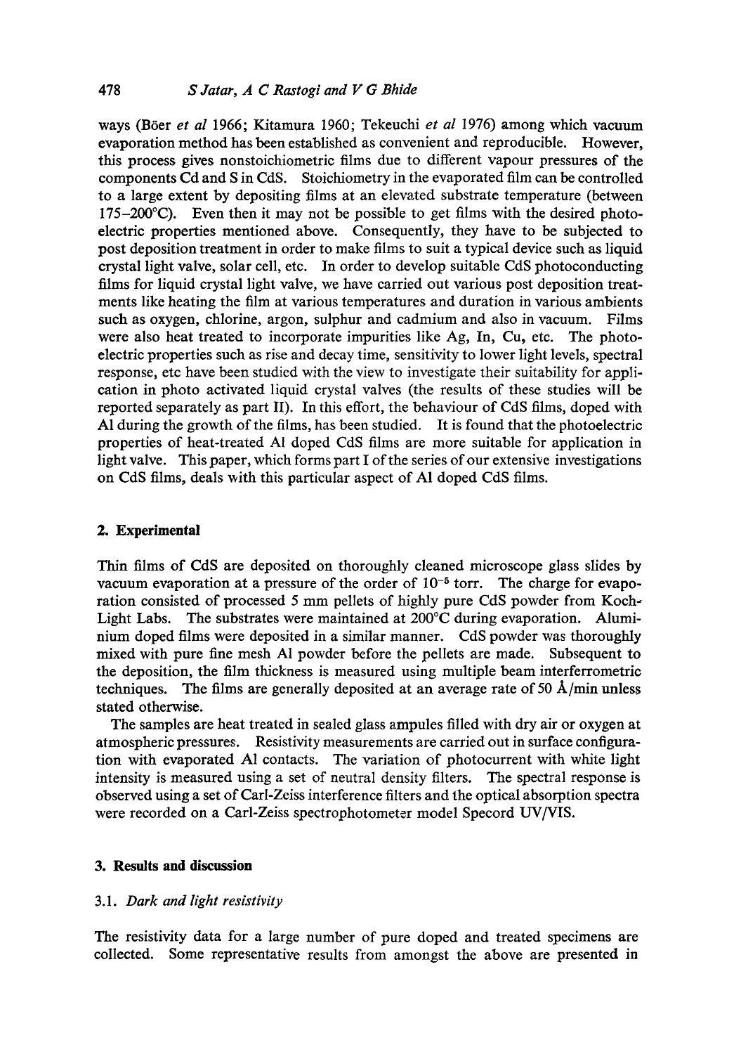ways (Böer *et al* 1966; Kitamura 1960; Tekeuchi *et al* 1976) among which vacuum evaporation method has been established as convenient and reproducible. However, this process gives nonstoichiometric films due to different vapour pressures of the components Cd and S in CdS. Stoichiometry in the evaporated film can be controlled to a large extent by depositing films at an elevated substrate temperature (between 175–200°C). Even then it may not be possible to get films with the desired photoelectric properties mentioned above. Consequently, they have to be subjected to post deposition treatment in order to make films to suit a typical device such as liquid crystal light valve, solar cell, etc. In order to develop suitable CdS photoconducting films for liquid crystal light valve, we have carried out various post deposition treatments like heating the film at various temperatures and duration in various ambients such as oxygen, chlorine, argon, sulphur and cadmium and also in vacuum. Films were also heat treated to incorporate impurities like Ag, In, Cu, etc. The photoelectric properties such as rise and decay time, sensitivity to lower light levels, spectral response, etc have been studied with the view to investigate their suitability for application in photo activated liquid crystal valves (the results of these studies will be reported separately as part II). In this effort, the behaviour of CdS films, doped with Al during the growth of the films, has been studied. It is found that the photoelectric properties of heat-treated Al doped CdS films are more suitable for application in light valve. This paper, which forms part I of the series of our extensive investigations on CdS films, deals with this particular aspect of Al doped CdS films.

## 2. Experimental

Thin films of CdS are deposited on thoroughly cleaned microscope glass slides by vacuum evaporation at a pressure of the order of $10^{-5}$ torr. The charge for evaporation consisted of processed 5 mm pellets of highly pure CdS powder from Koch-Light Labs. The substrates were maintained at 200°C during evaporation. Aluminium doped films were deposited in a similar manner. CdS powder was thoroughly mixed with pure fine mesh Al powder before the pellets are made. Subsequent to the deposition, the film thickness is measured using multiple beam interferrometric techniques. The films are generally deposited at an average rate of 50 Å/min unless stated otherwise.

The samples are heat treated in sealed glass ampules filled with dry air or oxygen at atmospheric pressures. Resistivity measurements are carried out in surface configuration with evaporated Al contacts. The variation of photocurrent with white light intensity is measured using a set of neutral density filters. The spectral response is observed using a set of Carl-Zeiss interference filters and the optical absorption spectra were recorded on a Carl-Zeiss spectrophotometer model Specord UV/VIS.

## 3. Results and discussion

### 3.1. *Dark and light resistivity*

The resistivity data for a large number of pure doped and treated specimens are collected. Some representative results from amongst the above are presented in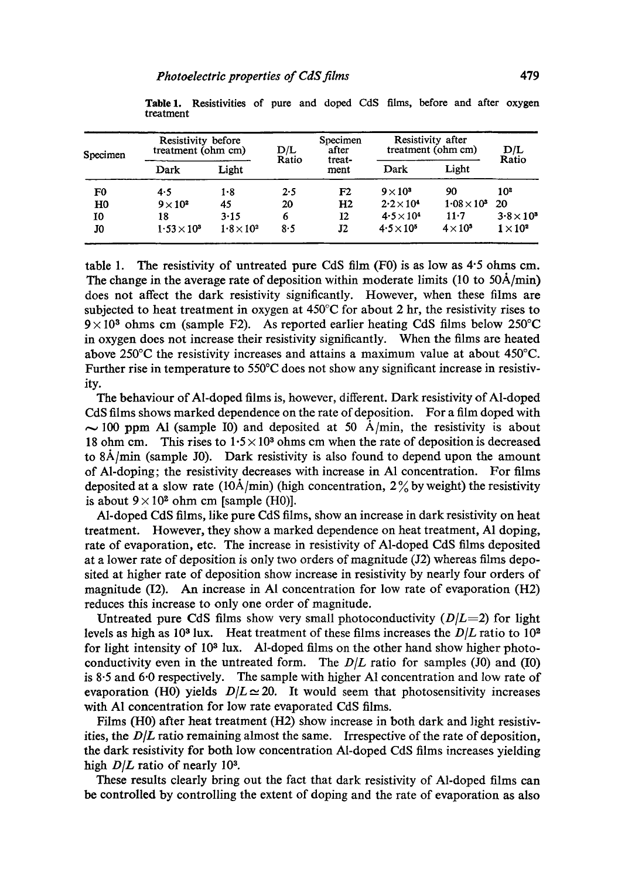**Table 1.** Resistivities of pure and doped CdS films, before and after oxygen treatment

| Specimen | Resistivity before treatment (ohm cm) | | D/L Ratio | Specimen after treatment | Resistivity after treatment (ohm cm) | | D/L Ratio |
|---|---|---|---|---|---|---|---|
| | Dark | Light | | | Dark | Light | |
| F0 | 4·5 | 1·8 | 2·5 | F2 | $9\times10^3$ | 90 | $10^2$ |
| H0 | $9\times10^2$ | 45 | 20 | H2 | $2·2\times10^4$ | $1·08\times10^3$ | 20 |
| I0 | 18 | 3·15 | 6 | I2 | $4·5\times10^4$ | 11·7 | $3·8\times10^3$ |
| J0 | $1·53\times10^3$ | $1·8\times10^2$ | 8·5 | J2 | $4·5\times10^5$ | $4\times10^3$ | $1\times10^2$ |

table 1. The resistivity of untreated pure CdS film (F0) is as low as 4·5 ohms cm. The change in the average rate of deposition within moderate limits (10 to 50Å/min) does not affect the dark resistivity significantly. However, when these films are subjected to heat treatment in oxygen at 450°C for about 2 hr, the resistivity rises to $9\times10^3$ ohms cm (sample F2). As reported earlier heating CdS films below 250°C in oxygen does not increase their resistivity significantly. When the films are heated above 250°C the resistivity increases and attains a maximum value at about 450°C. Further rise in temperature to 550°C does not show any significant increase in resistivity.

The behaviour of Al-doped films is, however, different. Dark resistivity of Al-doped CdS films shows marked dependence on the rate of deposition. For a film doped with $\sim$ 100 ppm Al (sample I0) and deposited at 50 Å/min, the resistivity is about 18 ohm cm. This rises to $1·5\times10^3$ ohms cm when the rate of deposition is decreased to 8Å/min (sample J0). Dark resistivity is also found to depend upon the amount of Al-doping; the resistivity decreases with increase in Al concentration. For films deposited at a slow rate (10Å/min) (high concentration, 2% by weight) the resistivity is about $9\times10^2$ ohm cm [sample (H0)].

Al-doped CdS films, like pure CdS films, show an increase in dark resistivity on heat treatment. However, they show a marked dependence on heat treatment, Al doping, rate of evaporation, etc. The increase in resistivity of Al-doped CdS films deposited at a lower rate of deposition is only two orders of magnitude (J2) whereas films deposited at higher rate of deposition show increase in resistivity by nearly four orders of magnitude (I2). An increase in Al concentration for low rate of evaporation (H2) reduces this increase to only one order of magnitude.

Untreated pure CdS films show very small photoconductivity ($D/L=2$) for light levels as high as $10^3$ lux. Heat treatment of these films increases the $D/L$ ratio to $10^2$ for light intensity of $10^3$ lux. Al-doped films on the other hand show higher photoconductivity even in the untreated form. The $D/L$ ratio for samples (J0) and (I0) is 8·5 and 6·0 respectively. The sample with higher Al concentration and low rate of evaporation (H0) yields $D/L\simeq20$. It would seem that photosensitivity increases with Al concentration for low rate evaporated CdS films.

Films (H0) after heat treatment (H2) show increase in both dark and light resistivities, the $D/L$ ratio remaining almost the same. Irrespective of the rate of deposition, the dark resistivity for both low concentration Al-doped CdS films increases yielding high $D/L$ ratio of nearly $10^3$.

These results clearly bring out the fact that dark resistivity of Al-doped films can be controlled by controlling the extent of doping and the rate of evaporation as also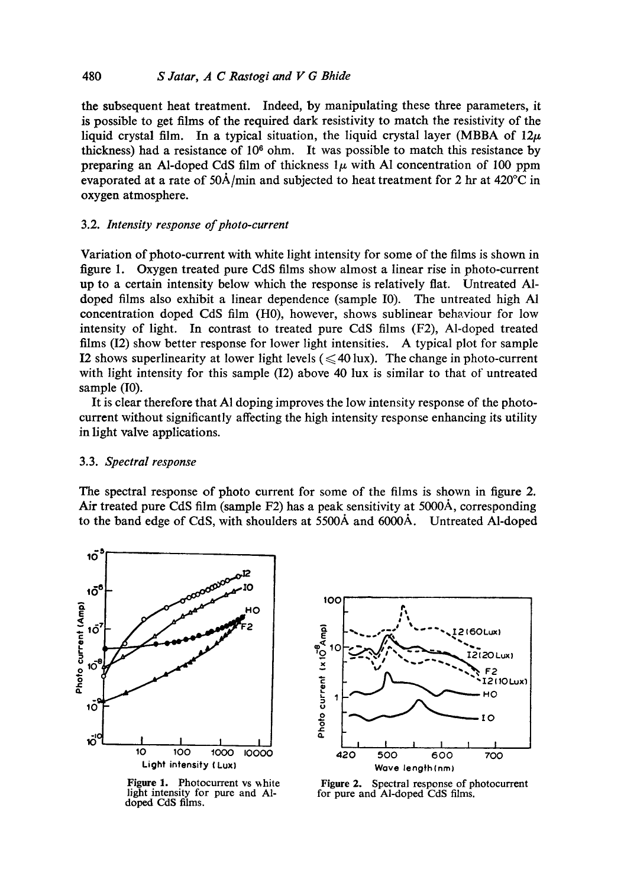the subsequent heat treatment. Indeed, by manipulating these three parameters, it is possible to get films of the required dark resistivity to match the resistivity of the liquid crystal film. In a typical situation, the liquid crystal layer (MBBA of 12$\mu$ thickness) had a resistance of $10^6$ ohm. It was possible to match this resistance by preparing an Al-doped CdS film of thickness 1$\mu$ with Al concentration of 100 ppm evaporated at a rate of 50Å/min and subjected to heat treatment for 2 hr at 420°C in oxygen atmosphere.

### 3.2. *Intensity response of photo-current*

Variation of photo-current with white light intensity for some of the films is shown in figure 1. Oxygen treated pure CdS films show almost a linear rise in photo-current up to a certain intensity below which the response is relatively flat. Untreated Al-doped films also exhibit a linear dependence (sample I0). The untreated high Al concentration doped CdS film (H0), however, shows sublinear behaviour for low intensity of light. In contrast to treated pure CdS films (F2), Al-doped treated films (I2) show better response for lower light intensities. A typical plot for sample I2 shows superlinearity at lower light levels ($\leqslant$40 lux). The change in photo-current with light intensity for this sample (I2) above 40 lux is similar to that of untreated sample (I0).

It is clear therefore that Al doping improves the low intensity response of the photo-current without significantly affecting the high intensity response enhancing its utility in light valve applications.

### 3.3. *Spectral response*

The spectral response of photo current for some of the films is shown in figure 2. Air treated pure CdS film (sample F2) has a peak sensitivity at 5000Å, corresponding to the band edge of CdS, with shoulders at 5500Å and 6000Å. Untreated Al-doped

**Figure 1.** Photocurrent vs white light intensity for pure and Al-doped CdS films.

**Figure 2.** Spectral response of photocurrent for pure and Al-doped CdS films.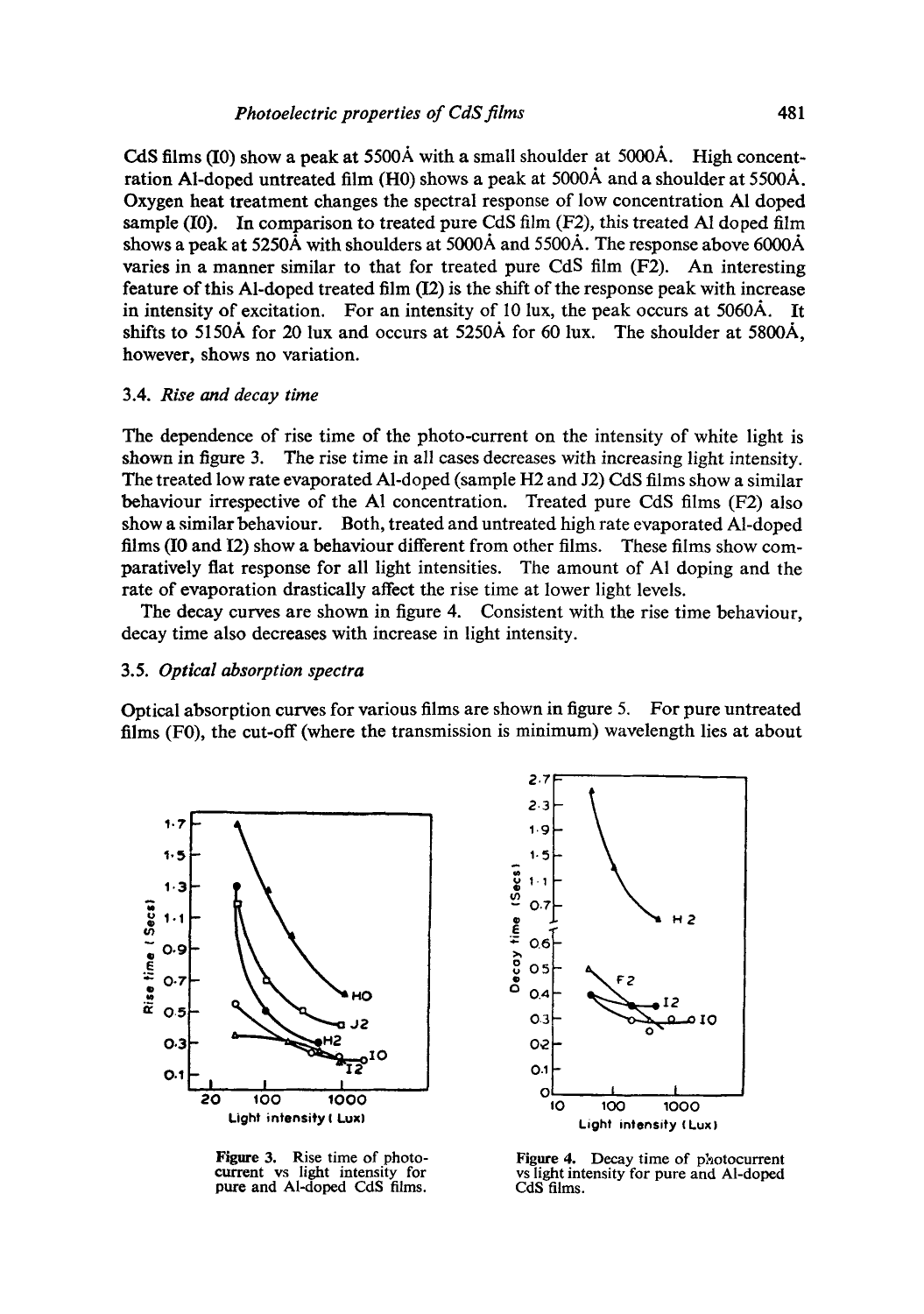CdS films (I0) show a peak at 5500Å with a small shoulder at 5000Å. High concentration Al-doped untreated film (H0) shows a peak at 5000Å and a shoulder at 5500Å. Oxygen heat treatment changes the spectral response of low concentration Al doped sample (I0). In comparison to treated pure CdS film (F2), this treated Al doped film shows a peak at 5250Å with shoulders at 5000Å and 5500Å. The response above 6000Å varies in a manner similar to that for treated pure CdS film (F2). An interesting feature of this Al-doped treated film (I2) is the shift of the response peak with increase in intensity of excitation. For an intensity of 10 lux, the peak occurs at 5060Å. It shifts to 5150Å for 20 lux and occurs at 5250Å for 60 lux. The shoulder at 5800Å, however, shows no variation.

### 3.4. *Rise and decay time*

The dependence of rise time of the photo-current on the intensity of white light is shown in figure 3. The rise time in all cases decreases with increasing light intensity. The treated low rate evaporated Al-doped (sample H2 and J2) CdS films show a similar behaviour irrespective of the Al concentration. Treated pure CdS films (F2) also show a similar behaviour. Both, treated and untreated high rate evaporated Al-doped films (I0 and I2) show a behaviour different from other films. These films show comparatively flat response for all light intensities. The amount of Al doping and the rate of evaporation drastically affect the rise time at lower light levels.

The decay curves are shown in figure 4. Consistent with the rise time behaviour, decay time also decreases with increase in light intensity.

### 3.5. *Optical absorption spectra*

Optical absorption curves for various films are shown in figure 5. For pure untreated films (F0), the cut-off (where the transmission is minimum) wavelength lies at about

**Figure 3.** Rise time of photocurrent vs light intensity for pure and Al-doped CdS films.

**Figure 4.** Decay time of photocurrent vs light intensity for pure and Al-doped CdS films.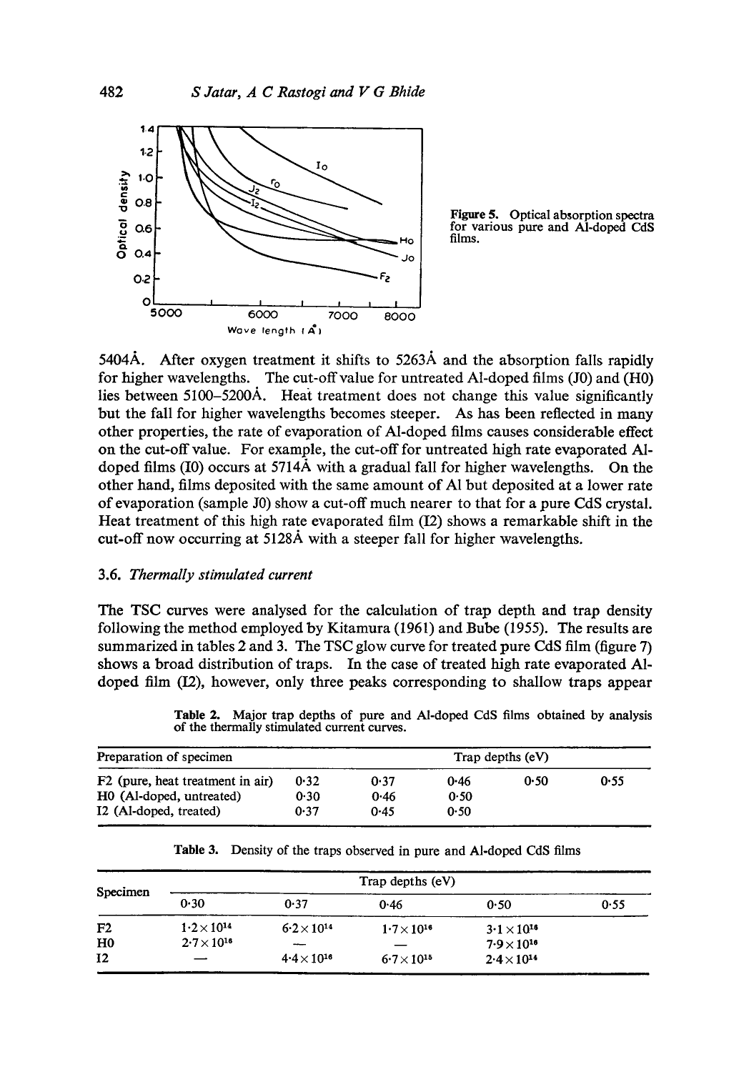Figure 5. Optical absorption spectra for various pure and Al-doped CdS films.

5404Å. After oxygen treatment it shifts to 5263Å and the absorption falls rapidly for higher wavelengths. The cut-off value for untreated Al-doped films (J0) and (H0) lies between 5100–5200Å. Heat treatment does not change this value significantly but the fall for higher wavelengths becomes steeper. As has been reflected in many other properties, the rate of evaporation of Al-doped films causes considerable effect on the cut-off value. For example, the cut-off for untreated high rate evaporated Al-doped films (I0) occurs at 5714Å with a gradual fall for higher wavelengths. On the other hand, films deposited with the same amount of Al but deposited at a lower rate of evaporation (sample J0) show a cut-off much nearer to that for a pure CdS crystal. Heat treatment of this high rate evaporated film (I2) shows a remarkable shift in the cut-off now occurring at 5128Å with a steeper fall for higher wavelengths.

### 3.6. *Thermally stimulated current*

The TSC curves were analysed for the calculation of trap depth and trap density following the method employed by Kitamura (1961) and Bube (1955). The results are summarized in tables 2 and 3. The TSC glow curve for treated pure CdS film (figure 7) shows a broad distribution of traps. In the case of treated high rate evaporated Al-doped film (I2), however, only three peaks corresponding to shallow traps appear

**Table 2.** Major trap depths of pure and Al-doped CdS films obtained by analysis of the thermally stimulated current curves.

| Preparation of specimen | Trap depths (eV) | | | | |
|---|---|---|---|---|---|
| F2 (pure, heat treatment in air) | 0·32 | 0·37 | 0·46 | 0·50 | 0·55 |
| H0 (Al-doped, untreated) | 0·30 | 0·46 | 0·50 | | |
| I2 (Al-doped, treated) | 0·37 | 0·45 | 0·50 | | |

**Table 3.** Density of the traps observed in pure and Al-doped CdS films

| Specimen | Trap depths (eV) | | | | |
|---|---|---|---|---|---|
| | 0·30 | 0·37 | 0·46 | 0·50 | 0·55 |
| F2 | $1{\cdot}2\times10^{14}$ | $6{\cdot}2\times10^{14}$ | $1{\cdot}7\times10^{16}$ | $3{\cdot}1\times10^{16}$ | |
| H0 | $2{\cdot}7\times10^{16}$ | — | — | $7{\cdot}9\times10^{16}$ | |
| I2 | — | $4{\cdot}4\times10^{16}$ | $6{\cdot}7\times10^{15}$ | $2{\cdot}4\times10^{14}$ | |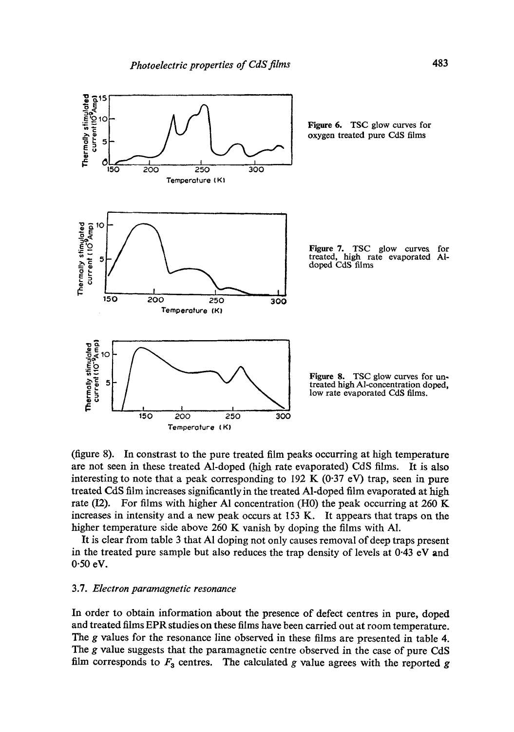Figure 6. TSC glow curves for oxygen treated pure CdS films

Figure 7. TSC glow curves for treated, high rate evaporated Al-doped CdS films

Figure 8. TSC glow curves for untreated high Al-concentration doped, low rate evaporated CdS films.

(figure 8). In constrast to the pure treated film peaks occurring at high temperature are not seen in these treated Al-doped (high rate evaporated) CdS films. It is also interesting to note that a peak corresponding to 192 K (0·37 eV) trap, seen in pure treated CdS film increases significantly in the treated Al-doped film evaporated at high rate (I2). For films with higher Al concentration (H0) the peak occurring at 260 K increases in intensity and a new peak occurs at 153 K. It appears that traps on the higher temperature side above 260 K vanish by doping the films with Al.

It is clear from table 3 that Al doping not only causes removal of deep traps present in the treated pure sample but also reduces the trap density of levels at 0·43 eV and 0·50 eV.

### 3.7. *Electron paramagnetic resonance*

In order to obtain information about the presence of defect centres in pure, doped and treated films EPR studies on these films have been carried out at room temperature. The $g$ values for the resonance line observed in these films are presented in table 4. The $g$ value suggests that the paramagnetic centre observed in the case of pure CdS film corresponds to $F_3$ centres. The calculated $g$ value agrees with the reported $g$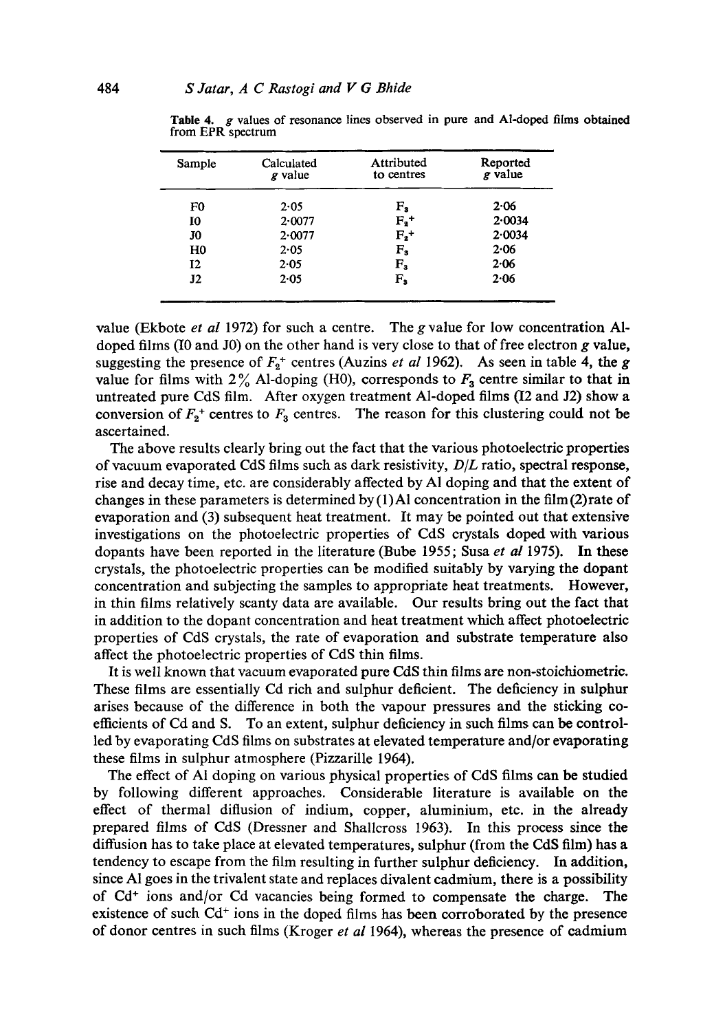**Table 4.** $g$ values of resonance lines observed in pure and Al-doped films obtained from EPR spectrum

| Sample | Calculated $g$ value | Attributed to centres | Reported $g$ value |
|---|---|---|---|
| F0 | 2·05 | $F_3$ | 2·06 |
| I0 | 2·0077 | $F_2^+$ | 2·0034 |
| J0 | 2·0077 | $F_2^+$ | 2·0034 |
| H0 | 2·05 | $F_3$ | 2·06 |
| I2 | 2·05 | $F_3$ | 2·06 |
| J2 | 2·05 | $F_3$ | 2·06 |

value (Ekbote *et al* 1972) for such a centre. The $g$ value for low concentration Al-doped films (I0 and J0) on the other hand is very close to that of free electron $g$ value, suggesting the presence of $F_2^+$ centres (Auzins *et al* 1962). As seen in table 4, the $g$ value for films with 2% Al-doping (H0), corresponds to $F_3$ centre similar to that in untreated pure CdS film. After oxygen treatment Al-doped films (I2 and J2) show a conversion of $F_2^+$ centres to $F_3$ centres. The reason for this clustering could not be ascertained.

The above results clearly bring out the fact that the various photoelectric properties of vacuum evaporated CdS films such as dark resistivity, $D/L$ ratio, spectral response, rise and decay time, etc. are considerably affected by Al doping and that the extent of changes in these parameters is determined by (1) Al concentration in the film (2) rate of evaporation and (3) subsequent heat treatment. It may be pointed out that extensive investigations on the photoelectric properties of CdS crystals doped with various dopants have been reported in the literature (Bube 1955; Susa *et al* 1975). In these crystals, the photoelectric properties can be modified suitably by varying the dopant concentration and subjecting the samples to appropriate heat treatments. However, in thin films relatively scanty data are available. Our results bring out the fact that in addition to the dopant concentration and heat treatment which affect photoelectric properties of CdS crystals, the rate of evaporation and substrate temperature also affect the photoelectric properties of CdS thin films.

It is well known that vacuum evaporated pure CdS thin films are non-stoichiometric. These films are essentially Cd rich and sulphur deficient. The deficiency in sulphur arises because of the difference in both the vapour pressures and the sticking coefficients of Cd and S. To an extent, sulphur deficiency in such films can be controlled by evaporating CdS films on substrates at elevated temperature and/or evaporating these films in sulphur atmosphere (Pizzarille 1964).

The effect of Al doping on various physical properties of CdS films can be studied by following different approaches. Considerable literature is available on the effect of thermal diffusion of indium, copper, aluminium, etc. in the already prepared films of CdS (Dressner and Shallcross 1963). In this process since the diffusion has to take place at elevated temperatures, sulphur (from the CdS film) has a tendency to escape from the film resulting in further sulphur deficiency. In addition, since Al goes in the trivalent state and replaces divalent cadmium, there is a possibility of $Cd^+$ ions and/or Cd vacancies being formed to compensate the charge. The existence of such $Cd^+$ ions in the doped films has been corroborated by the presence of donor centres in such films (Kroger *et al* 1964), whereas the presence of cadmium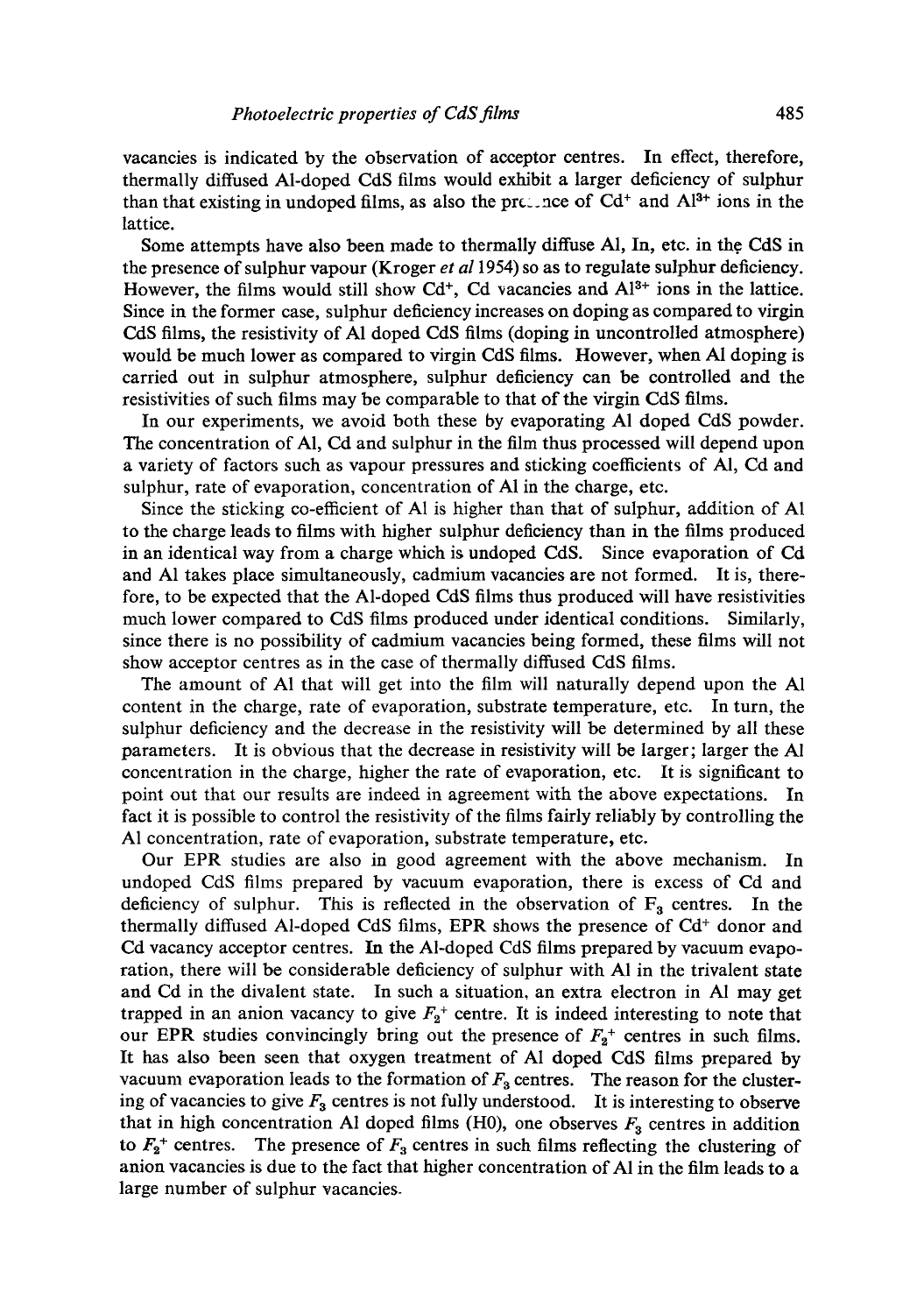vacancies is indicated by the observation of acceptor centres. In effect, therefore, thermally diffused Al-doped CdS films would exhibit a larger deficiency of sulphur than that existing in undoped films, as also the presence of $Cd^+$ and $Al^{3+}$ ions in the lattice.

Some attempts have also been made to thermally diffuse Al, In, etc. in the CdS in the presence of sulphur vapour (Kroger *et al* 1954) so as to regulate sulphur deficiency. However, the films would still show $Cd^+$, Cd vacancies and $Al^{3+}$ ions in the lattice. Since in the former case, sulphur deficiency increases on doping as compared to virgin CdS films, the resistivity of Al doped CdS films (doping in uncontrolled atmosphere) would be much lower as compared to virgin CdS films. However, when Al doping is carried out in sulphur atmosphere, sulphur deficiency can be controlled and the resistivities of such films may be comparable to that of the virgin CdS films.

In our experiments, we avoid both these by evaporating Al doped CdS powder. The concentration of Al, Cd and sulphur in the film thus processed will depend upon a variety of factors such as vapour pressures and sticking coefficients of Al, Cd and sulphur, rate of evaporation, concentration of Al in the charge, etc.

Since the sticking co-efficient of Al is higher than that of sulphur, addition of Al to the charge leads to films with higher sulphur deficiency than in the films produced in an identical way from a charge which is undoped CdS. Since evaporation of Cd and Al takes place simultaneously, cadmium vacancies are not formed. It is, therefore, to be expected that the Al-doped CdS films thus produced will have resistivities much lower compared to CdS films produced under identical conditions. Similarly, since there is no possibility of cadmium vacancies being formed, these films will not show acceptor centres as in the case of thermally diffused CdS films.

The amount of Al that will get into the film will naturally depend upon the Al content in the charge, rate of evaporation, substrate temperature, etc. In turn, the sulphur deficiency and the decrease in the resistivity will be determined by all these parameters. It is obvious that the decrease in resistivity will be larger; larger the Al concentration in the charge, higher the rate of evaporation, etc. It is significant to point out that our results are indeed in agreement with the above expectations. In fact it is possible to control the resistivity of the films fairly reliably by controlling the Al concentration, rate of evaporation, substrate temperature, etc.

Our EPR studies are also in good agreement with the above mechanism. In undoped CdS films prepared by vacuum evaporation, there is excess of Cd and deficiency of sulphur. This is reflected in the observation of $F_3$ centres. In the thermally diffused Al-doped CdS films, EPR shows the presence of $Cd^+$ donor and Cd vacancy acceptor centres. In the Al-doped CdS films prepared by vacuum evaporation, there will be considerable deficiency of sulphur with Al in the trivalent state and Cd in the divalent state. In such a situation, an extra electron in Al may get trapped in an anion vacancy to give $F_2^+$ centre. It is indeed interesting to note that our EPR studies convincingly bring out the presence of $F_2^+$ centres in such films. It has also been seen that oxygen treatment of Al doped CdS films prepared by vacuum evaporation leads to the formation of $F_3$ centres. The reason for the clustering of vacancies to give $F_3$ centres is not fully understood. It is interesting to observe that in high concentration Al doped films (H0), one observes $F_3$ centres in addition to $F_2^+$ centres. The presence of $F_3$ centres in such films reflecting the clustering of anion vacancies is due to the fact that higher concentration of Al in the film leads to a large number of sulphur vacancies.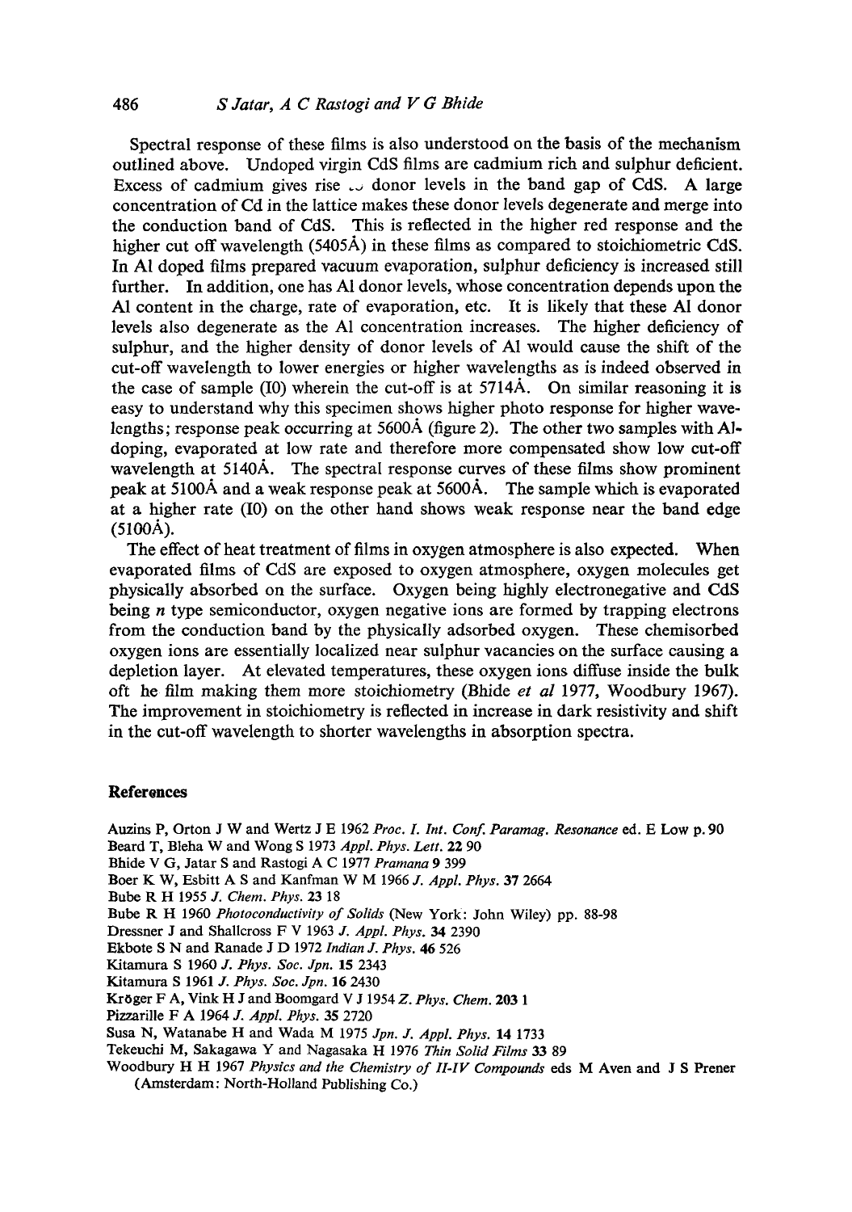Spectral response of these films is also understood on the basis of the mechanism outlined above. Undoped virgin CdS films are cadmium rich and sulphur deficient. Excess of cadmium gives rise to donor levels in the band gap of CdS. A large concentration of Cd in the lattice makes these donor levels degenerate and merge into the conduction band of CdS. This is reflected in the higher red response and the higher cut off wavelength (5405Å) in these films as compared to stoichiometric CdS. In Al doped films prepared vacuum evaporation, sulphur deficiency is increased still further. In addition, one has Al donor levels, whose concentration depends upon the Al content in the charge, rate of evaporation, etc. It is likely that these Al donor levels also degenerate as the Al concentration increases. The higher deficiency of sulphur, and the higher density of donor levels of Al would cause the shift of the cut-off wavelength to lower energies or higher wavelengths as is indeed observed in the case of sample (I0) wherein the cut-off is at 5714Å. On similar reasoning it is easy to understand why this specimen shows higher photo response for higher wavelengths; response peak occurring at 5600Å (figure 2). The other two samples with Al-doping, evaporated at low rate and therefore more compensated show low cut-off wavelength at 5140Å. The spectral response curves of these films show prominent peak at 5100Å and a weak response peak at 5600Å. The sample which is evaporated at a higher rate (I0) on the other hand shows weak response near the band edge (5100Å).

The effect of heat treatment of films in oxygen atmosphere is also expected. When evaporated films of CdS are exposed to oxygen atmosphere, oxygen molecules get physically absorbed on the surface. Oxygen being highly electronegative and CdS being *n* type semiconductor, oxygen negative ions are formed by trapping electrons from the conduction band by the physically adsorbed oxygen. These chemisorbed oxygen ions are essentially localized near sulphur vacancies on the surface causing a depletion layer. At elevated temperatures, these oxygen ions diffuse inside the bulk oft he film making them more stoichiometry (Bhide *et al* 1977, Woodbury 1967). The improvement in stoichiometry is reflected in increase in dark resistivity and shift in the cut-off wavelength to shorter wavelengths in absorption spectra.

## References

Auzins P, Orton J W and Wertz J E 1962 *Proc. I. Int. Conf. Paramag. Resonance* ed. E Low p. 90

Beard T, Bleha W and Wong S 1973 *Appl. Phys. Lett.* **22** 90

Bhide V G, Jatar S and Rastogi A C 1977 *Pramana* **9** 399

Boer K W, Esbitt A S and Kanfman W M 1966 *J. Appl. Phys.* **37** 2664

Bube R H 1955 *J. Chem. Phys.* **23** 18

Bube R H 1960 *Photoconductivity of Solids* (New York: John Wiley) pp. 88-98

Dressner J and Shallcross F V 1963 *J. Appl. Phys.* **34** 2390

Ekbote S N and Ranade J D 1972 *Indian J. Phys.* **46** 526

Kitamura S 1960 *J. Phys. Soc. Jpn.* **15** 2343

Kitamura S 1961 *J. Phys. Soc. Jpn.* **16** 2430

Kröger F A, Vink H J and Boomgard V J 1954 *Z. Phys. Chem.* **203** 1

Pizzarille F A 1964 *J. Appl. Phys.* **35** 2720

Susa N, Watanabe H and Wada M 1975 *Jpn. J. Appl. Phys.* **14** 1733

Tekeuchi M, Sakagawa Y and Nagasaka H 1976 *Thin Solid Films* **33** 89

Woodbury H H 1967 *Physics and the Chemistry of II-IV Compounds* eds M Aven and J S Prener (Amsterdam: North-Holland Publishing Co.)